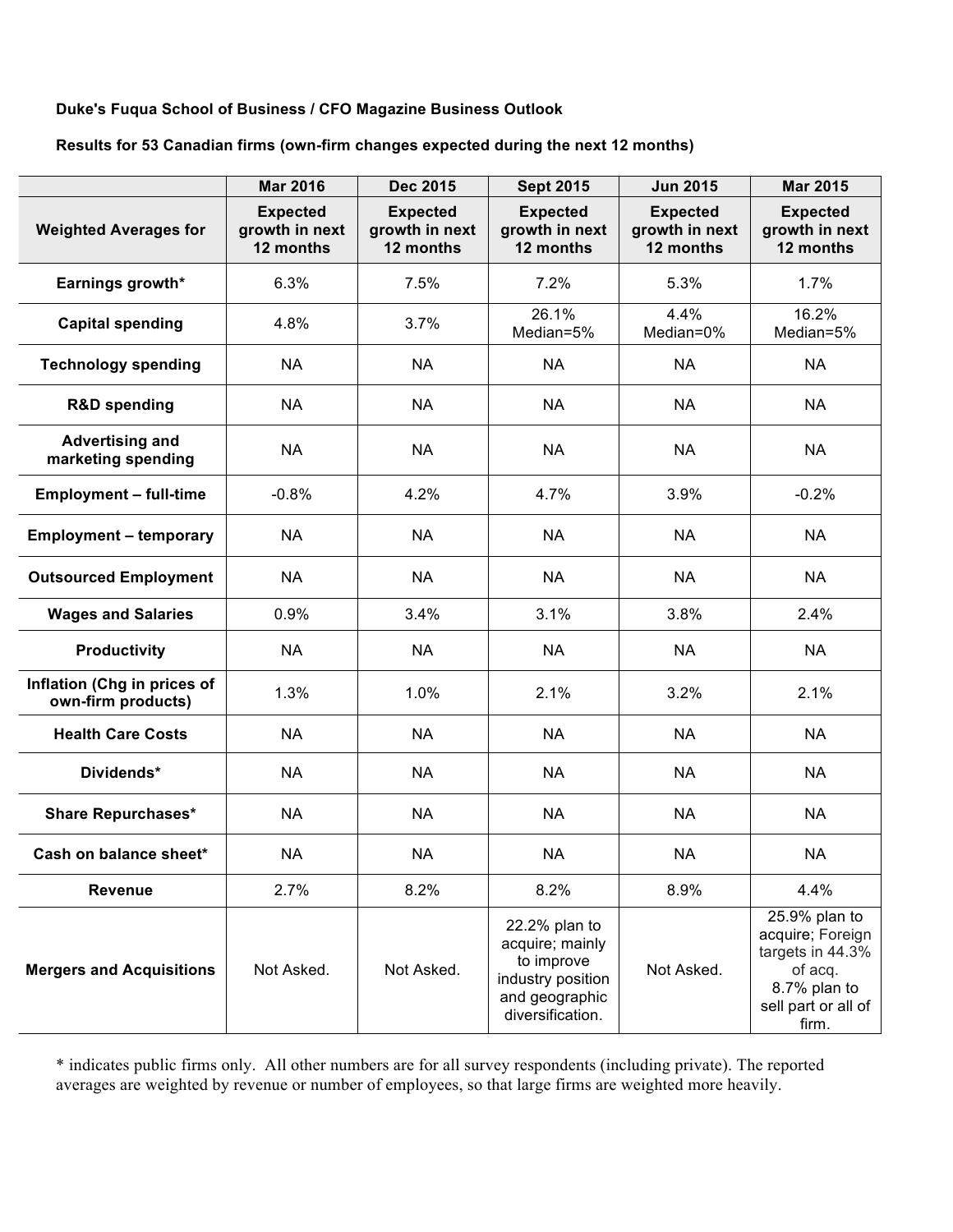**Duke's Fuqua School of Business / CFO Magazine Business Outlook**

**Results for 53 Canadian firms (own-firm changes expected during the next 12 months)**

| Weighted Averages for | Mar 2016<br>Expected growth in next 12 months | Dec 2015<br>Expected growth in next 12 months | Sept 2015<br>Expected growth in next 12 months | Jun 2015<br>Expected growth in next 12 months | Mar 2015<br>Expected growth in next 12 months |
|---|---|---|---|---|---|
| **Earnings growth*** | 6.3% | 7.5% | 7.2% | 5.3% | 1.7% |
| **Capital spending** | 4.8% | 3.7% | 26.1% Median=5% | 4.4% Median=0% | 16.2% Median=5% |
| **Technology spending** | NA | NA | NA | NA | NA |
| **R&D spending** | NA | NA | NA | NA | NA |
| **Advertising and marketing spending** | NA | NA | NA | NA | NA |
| **Employment – full-time** | -0.8% | 4.2% | 4.7% | 3.9% | -0.2% |
| **Employment – temporary** | NA | NA | NA | NA | NA |
| **Outsourced Employment** | NA | NA | NA | NA | NA |
| **Wages and Salaries** | 0.9% | 3.4% | 3.1% | 3.8% | 2.4% |
| **Productivity** | NA | NA | NA | NA | NA |
| **Inflation (Chg in prices of own-firm products)** | 1.3% | 1.0% | 2.1% | 3.2% | 2.1% |
| **Health Care Costs** | NA | NA | NA | NA | NA |
| **Dividends*** | NA | NA | NA | NA | NA |
| **Share Repurchases*** | NA | NA | NA | NA | NA |
| **Cash on balance sheet*** | NA | NA | NA | NA | NA |
| **Revenue** | 2.7% | 8.2% | 8.2% | 8.9% | 4.4% |
| **Mergers and Acquisitions** | Not Asked. | Not Asked. | 22.2% plan to acquire; mainly to improve industry position and geographic diversification. | Not Asked. | 25.9% plan to acquire; Foreign targets in 44.3% of acq. 8.7% plan to sell part or all of firm. |

* indicates public firms only. All other numbers are for all survey respondents (including private). The reported averages are weighted by revenue or number of employees, so that large firms are weighted more heavily.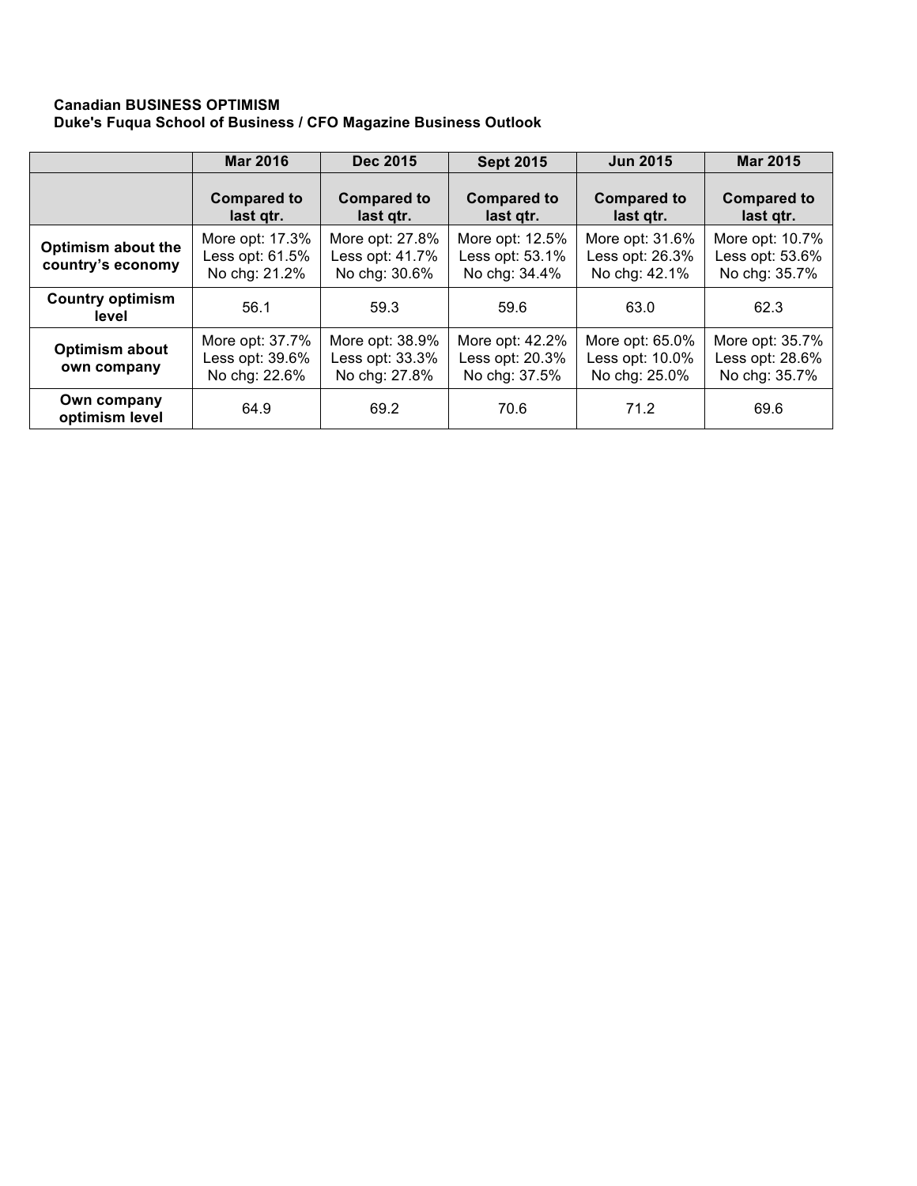**Canadian BUSINESS OPTIMISM**
**Duke's Fuqua School of Business / CFO Magazine Business Outlook**

| | Mar 2016 | Dec 2015 | Sept 2015 | Jun 2015 | Mar 2015 |
|---|---|---|---|---|---|
| | Compared to last qtr. | Compared to last qtr. | Compared to last qtr. | Compared to last qtr. | Compared to last qtr. |
| **Optimism about the country's economy** | More opt: 17.3%<br>Less opt: 61.5%<br>No chg: 21.2% | More opt: 27.8%<br>Less opt: 41.7%<br>No chg: 30.6% | More opt: 12.5%<br>Less opt: 53.1%<br>No chg: 34.4% | More opt: 31.6%<br>Less opt: 26.3%<br>No chg: 42.1% | More opt: 10.7%<br>Less opt: 53.6%<br>No chg: 35.7% |
| **Country optimism level** | 56.1 | 59.3 | 59.6 | 63.0 | 62.3 |
| **Optimism about own company** | More opt: 37.7%<br>Less opt: 39.6%<br>No chg: 22.6% | More opt: 38.9%<br>Less opt: 33.3%<br>No chg: 27.8% | More opt: 42.2%<br>Less opt: 20.3%<br>No chg: 37.5% | More opt: 65.0%<br>Less opt: 10.0%<br>No chg: 25.0% | More opt: 35.7%<br>Less opt: 28.6%<br>No chg: 35.7% |
| **Own company optimism level** | 64.9 | 69.2 | 70.6 | 71.2 | 69.6 |